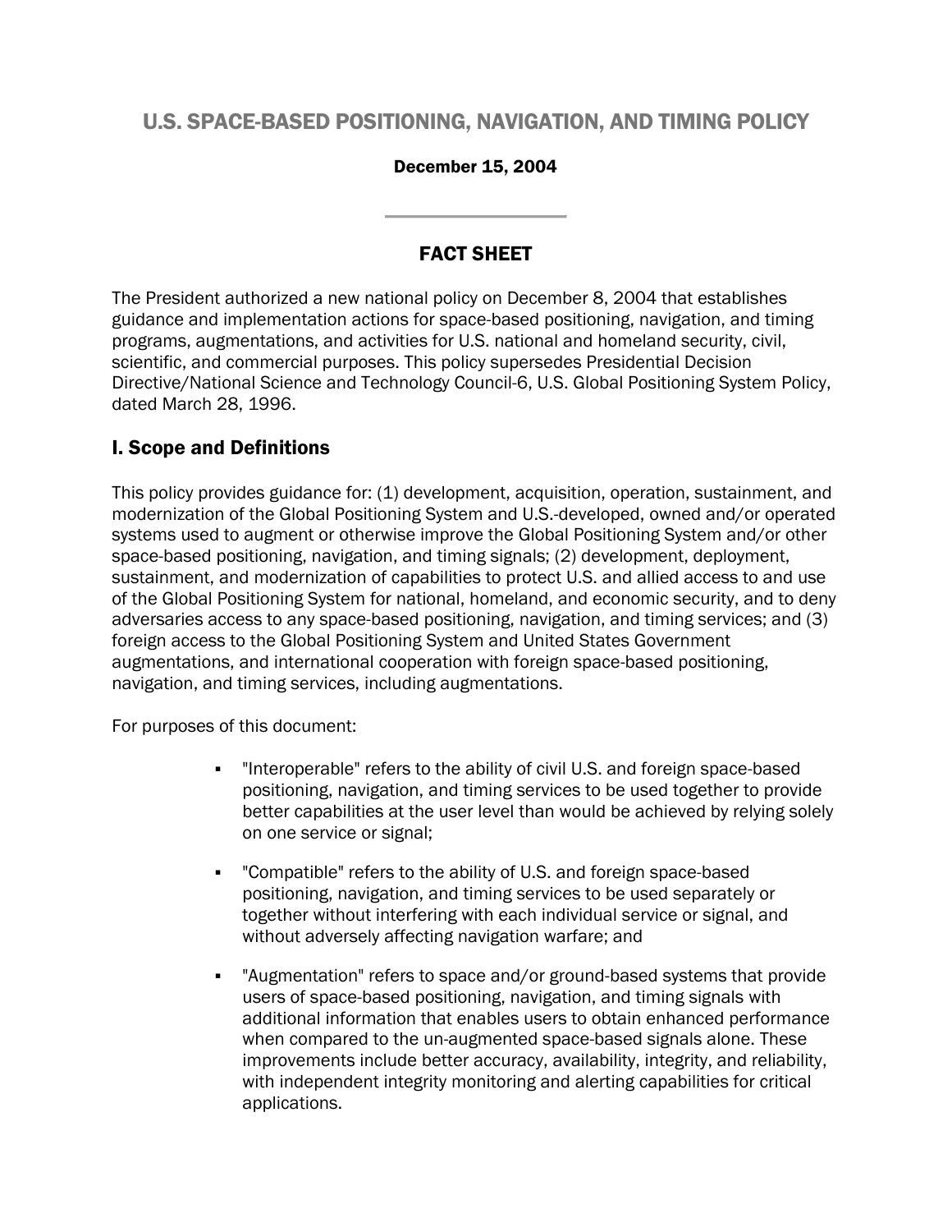# U.S. SPACE-BASED POSITIONING, NAVIGATION, AND TIMING POLICY

**December 15, 2004**

---

## FACT SHEET

The President authorized a new national policy on December 8, 2004 that establishes guidance and implementation actions for space-based positioning, navigation, and timing programs, augmentations, and activities for U.S. national and homeland security, civil, scientific, and commercial purposes. This policy supersedes Presidential Decision Directive/National Science and Technology Council-6, U.S. Global Positioning System Policy, dated March 28, 1996.

## I. Scope and Definitions

This policy provides guidance for: (1) development, acquisition, operation, sustainment, and modernization of the Global Positioning System and U.S.-developed, owned and/or operated systems used to augment or otherwise improve the Global Positioning System and/or other space-based positioning, navigation, and timing signals; (2) development, deployment, sustainment, and modernization of capabilities to protect U.S. and allied access to and use of the Global Positioning System for national, homeland, and economic security, and to deny adversaries access to any space-based positioning, navigation, and timing services; and (3) foreign access to the Global Positioning System and United States Government augmentations, and international cooperation with foreign space-based positioning, navigation, and timing services, including augmentations.

For purposes of this document:

- "Interoperable" refers to the ability of civil U.S. and foreign space-based positioning, navigation, and timing services to be used together to provide better capabilities at the user level than would be achieved by relying solely on one service or signal;
- "Compatible" refers to the ability of U.S. and foreign space-based positioning, navigation, and timing services to be used separately or together without interfering with each individual service or signal, and without adversely affecting navigation warfare; and
- "Augmentation" refers to space and/or ground-based systems that provide users of space-based positioning, navigation, and timing signals with additional information that enables users to obtain enhanced performance when compared to the un-augmented space-based signals alone. These improvements include better accuracy, availability, integrity, and reliability, with independent integrity monitoring and alerting capabilities for critical applications.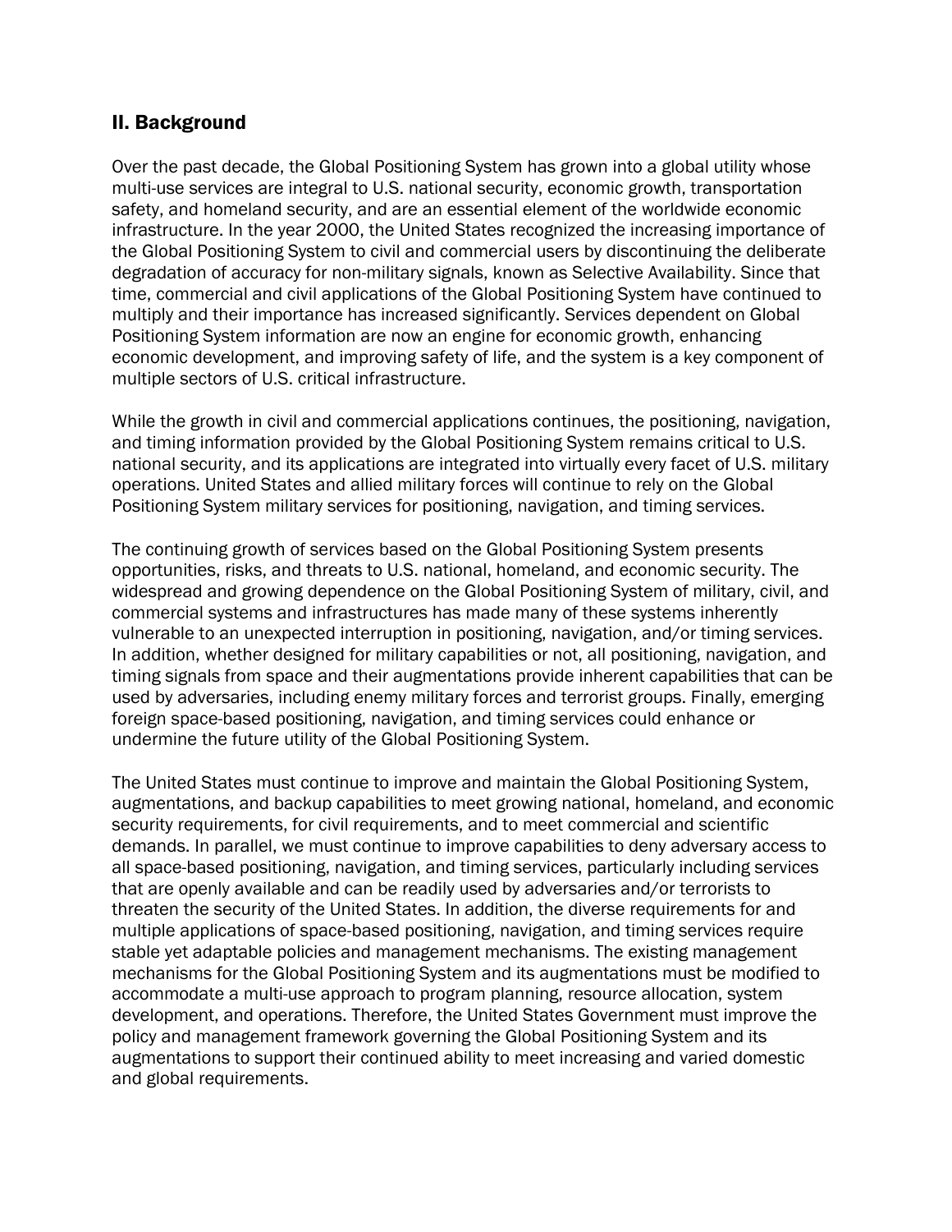## II. Background

Over the past decade, the Global Positioning System has grown into a global utility whose multi-use services are integral to U.S. national security, economic growth, transportation safety, and homeland security, and are an essential element of the worldwide economic infrastructure. In the year 2000, the United States recognized the increasing importance of the Global Positioning System to civil and commercial users by discontinuing the deliberate degradation of accuracy for non-military signals, known as Selective Availability. Since that time, commercial and civil applications of the Global Positioning System have continued to multiply and their importance has increased significantly. Services dependent on Global Positioning System information are now an engine for economic growth, enhancing economic development, and improving safety of life, and the system is a key component of multiple sectors of U.S. critical infrastructure.

While the growth in civil and commercial applications continues, the positioning, navigation, and timing information provided by the Global Positioning System remains critical to U.S. national security, and its applications are integrated into virtually every facet of U.S. military operations. United States and allied military forces will continue to rely on the Global Positioning System military services for positioning, navigation, and timing services.

The continuing growth of services based on the Global Positioning System presents opportunities, risks, and threats to U.S. national, homeland, and economic security. The widespread and growing dependence on the Global Positioning System of military, civil, and commercial systems and infrastructures has made many of these systems inherently vulnerable to an unexpected interruption in positioning, navigation, and/or timing services. In addition, whether designed for military capabilities or not, all positioning, navigation, and timing signals from space and their augmentations provide inherent capabilities that can be used by adversaries, including enemy military forces and terrorist groups. Finally, emerging foreign space-based positioning, navigation, and timing services could enhance or undermine the future utility of the Global Positioning System.

The United States must continue to improve and maintain the Global Positioning System, augmentations, and backup capabilities to meet growing national, homeland, and economic security requirements, for civil requirements, and to meet commercial and scientific demands. In parallel, we must continue to improve capabilities to deny adversary access to all space-based positioning, navigation, and timing services, particularly including services that are openly available and can be readily used by adversaries and/or terrorists to threaten the security of the United States. In addition, the diverse requirements for and multiple applications of space-based positioning, navigation, and timing services require stable yet adaptable policies and management mechanisms. The existing management mechanisms for the Global Positioning System and its augmentations must be modified to accommodate a multi-use approach to program planning, resource allocation, system development, and operations. Therefore, the United States Government must improve the policy and management framework governing the Global Positioning System and its augmentations to support their continued ability to meet increasing and varied domestic and global requirements.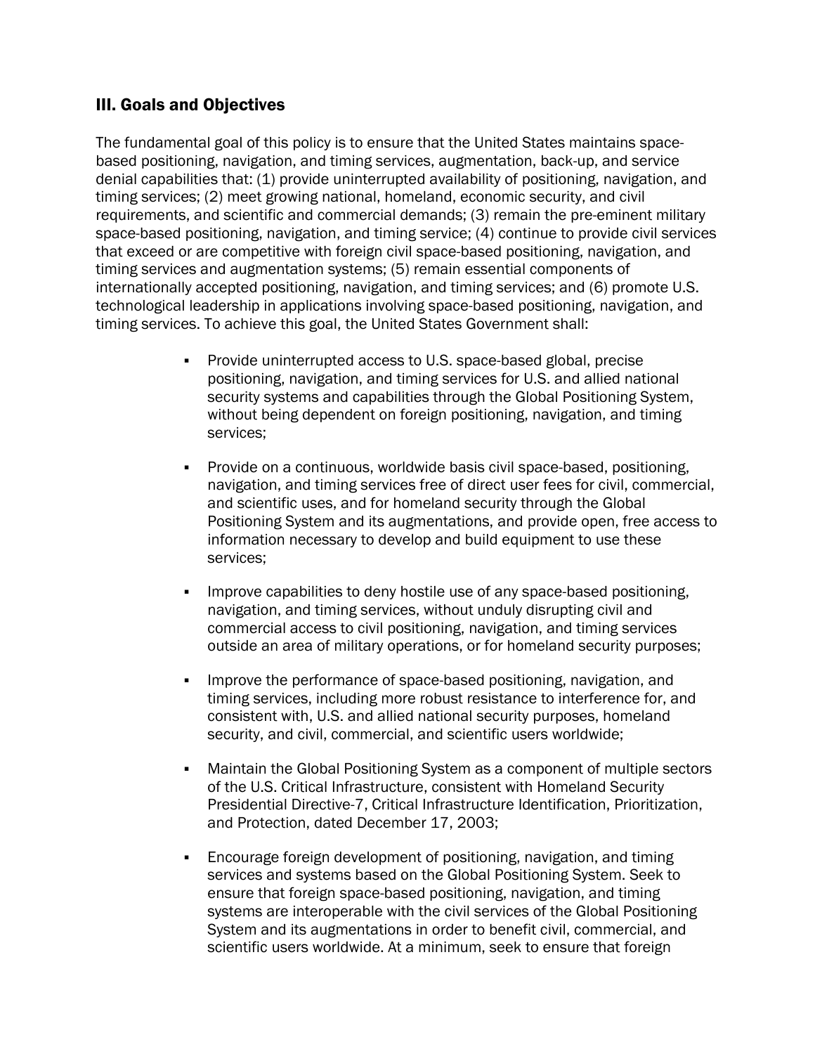## III. Goals and Objectives

The fundamental goal of this policy is to ensure that the United States maintains space-based positioning, navigation, and timing services, augmentation, back-up, and service denial capabilities that: (1) provide uninterrupted availability of positioning, navigation, and timing services; (2) meet growing national, homeland, economic security, and civil requirements, and scientific and commercial demands; (3) remain the pre-eminent military space-based positioning, navigation, and timing service; (4) continue to provide civil services that exceed or are competitive with foreign civil space-based positioning, navigation, and timing services and augmentation systems; (5) remain essential components of internationally accepted positioning, navigation, and timing services; and (6) promote U.S. technological leadership in applications involving space-based positioning, navigation, and timing services. To achieve this goal, the United States Government shall:

- Provide uninterrupted access to U.S. space-based global, precise positioning, navigation, and timing services for U.S. and allied national security systems and capabilities through the Global Positioning System, without being dependent on foreign positioning, navigation, and timing services;

- Provide on a continuous, worldwide basis civil space-based, positioning, navigation, and timing services free of direct user fees for civil, commercial, and scientific uses, and for homeland security through the Global Positioning System and its augmentations, and provide open, free access to information necessary to develop and build equipment to use these services;

- Improve capabilities to deny hostile use of any space-based positioning, navigation, and timing services, without unduly disrupting civil and commercial access to civil positioning, navigation, and timing services outside an area of military operations, or for homeland security purposes;

- Improve the performance of space-based positioning, navigation, and timing services, including more robust resistance to interference for, and consistent with, U.S. and allied national security purposes, homeland security, and civil, commercial, and scientific users worldwide;

- Maintain the Global Positioning System as a component of multiple sectors of the U.S. Critical Infrastructure, consistent with Homeland Security Presidential Directive-7, Critical Infrastructure Identification, Prioritization, and Protection, dated December 17, 2003;

- Encourage foreign development of positioning, navigation, and timing services and systems based on the Global Positioning System. Seek to ensure that foreign space-based positioning, navigation, and timing systems are interoperable with the civil services of the Global Positioning System and its augmentations in order to benefit civil, commercial, and scientific users worldwide. At a minimum, seek to ensure that foreign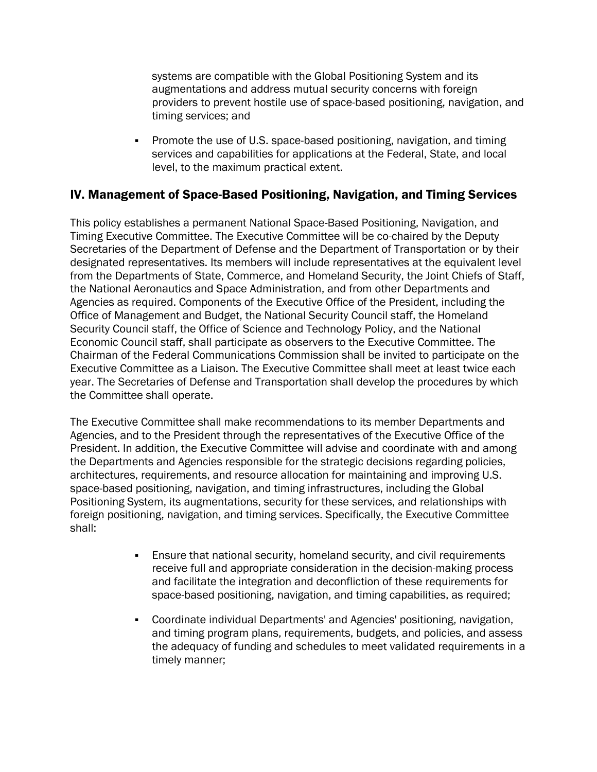systems are compatible with the Global Positioning System and its augmentations and address mutual security concerns with foreign providers to prevent hostile use of space-based positioning, navigation, and timing services; and

- Promote the use of U.S. space-based positioning, navigation, and timing services and capabilities for applications at the Federal, State, and local level, to the maximum practical extent.

## IV. Management of Space-Based Positioning, Navigation, and Timing Services

This policy establishes a permanent National Space-Based Positioning, Navigation, and Timing Executive Committee. The Executive Committee will be co-chaired by the Deputy Secretaries of the Department of Defense and the Department of Transportation or by their designated representatives. Its members will include representatives at the equivalent level from the Departments of State, Commerce, and Homeland Security, the Joint Chiefs of Staff, the National Aeronautics and Space Administration, and from other Departments and Agencies as required. Components of the Executive Office of the President, including the Office of Management and Budget, the National Security Council staff, the Homeland Security Council staff, the Office of Science and Technology Policy, and the National Economic Council staff, shall participate as observers to the Executive Committee. The Chairman of the Federal Communications Commission shall be invited to participate on the Executive Committee as a Liaison. The Executive Committee shall meet at least twice each year. The Secretaries of Defense and Transportation shall develop the procedures by which the Committee shall operate.

The Executive Committee shall make recommendations to its member Departments and Agencies, and to the President through the representatives of the Executive Office of the President. In addition, the Executive Committee will advise and coordinate with and among the Departments and Agencies responsible for the strategic decisions regarding policies, architectures, requirements, and resource allocation for maintaining and improving U.S. space-based positioning, navigation, and timing infrastructures, including the Global Positioning System, its augmentations, security for these services, and relationships with foreign positioning, navigation, and timing services. Specifically, the Executive Committee shall:

- Ensure that national security, homeland security, and civil requirements receive full and appropriate consideration in the decision-making process and facilitate the integration and deconfliction of these requirements for space-based positioning, navigation, and timing capabilities, as required;

- Coordinate individual Departments' and Agencies' positioning, navigation, and timing program plans, requirements, budgets, and policies, and assess the adequacy of funding and schedules to meet validated requirements in a timely manner;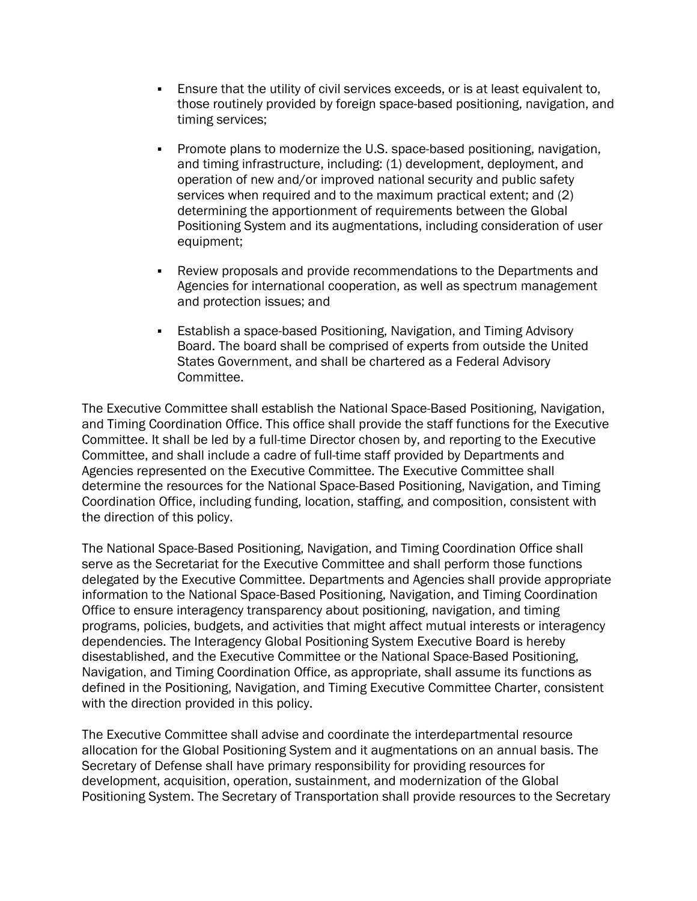- Ensure that the utility of civil services exceeds, or is at least equivalent to, those routinely provided by foreign space-based positioning, navigation, and timing services;
- Promote plans to modernize the U.S. space-based positioning, navigation, and timing infrastructure, including: (1) development, deployment, and operation of new and/or improved national security and public safety services when required and to the maximum practical extent; and (2) determining the apportionment of requirements between the Global Positioning System and its augmentations, including consideration of user equipment;
- Review proposals and provide recommendations to the Departments and Agencies for international cooperation, as well as spectrum management and protection issues; and
- Establish a space-based Positioning, Navigation, and Timing Advisory Board. The board shall be comprised of experts from outside the United States Government, and shall be chartered as a Federal Advisory Committee.

The Executive Committee shall establish the National Space-Based Positioning, Navigation, and Timing Coordination Office. This office shall provide the staff functions for the Executive Committee. It shall be led by a full-time Director chosen by, and reporting to the Executive Committee, and shall include a cadre of full-time staff provided by Departments and Agencies represented on the Executive Committee. The Executive Committee shall determine the resources for the National Space-Based Positioning, Navigation, and Timing Coordination Office, including funding, location, staffing, and composition, consistent with the direction of this policy.

The National Space-Based Positioning, Navigation, and Timing Coordination Office shall serve as the Secretariat for the Executive Committee and shall perform those functions delegated by the Executive Committee. Departments and Agencies shall provide appropriate information to the National Space-Based Positioning, Navigation, and Timing Coordination Office to ensure interagency transparency about positioning, navigation, and timing programs, policies, budgets, and activities that might affect mutual interests or interagency dependencies. The Interagency Global Positioning System Executive Board is hereby disestablished, and the Executive Committee or the National Space-Based Positioning, Navigation, and Timing Coordination Office, as appropriate, shall assume its functions as defined in the Positioning, Navigation, and Timing Executive Committee Charter, consistent with the direction provided in this policy.

The Executive Committee shall advise and coordinate the interdepartmental resource allocation for the Global Positioning System and it augmentations on an annual basis. The Secretary of Defense shall have primary responsibility for providing resources for development, acquisition, operation, sustainment, and modernization of the Global Positioning System. The Secretary of Transportation shall provide resources to the Secretary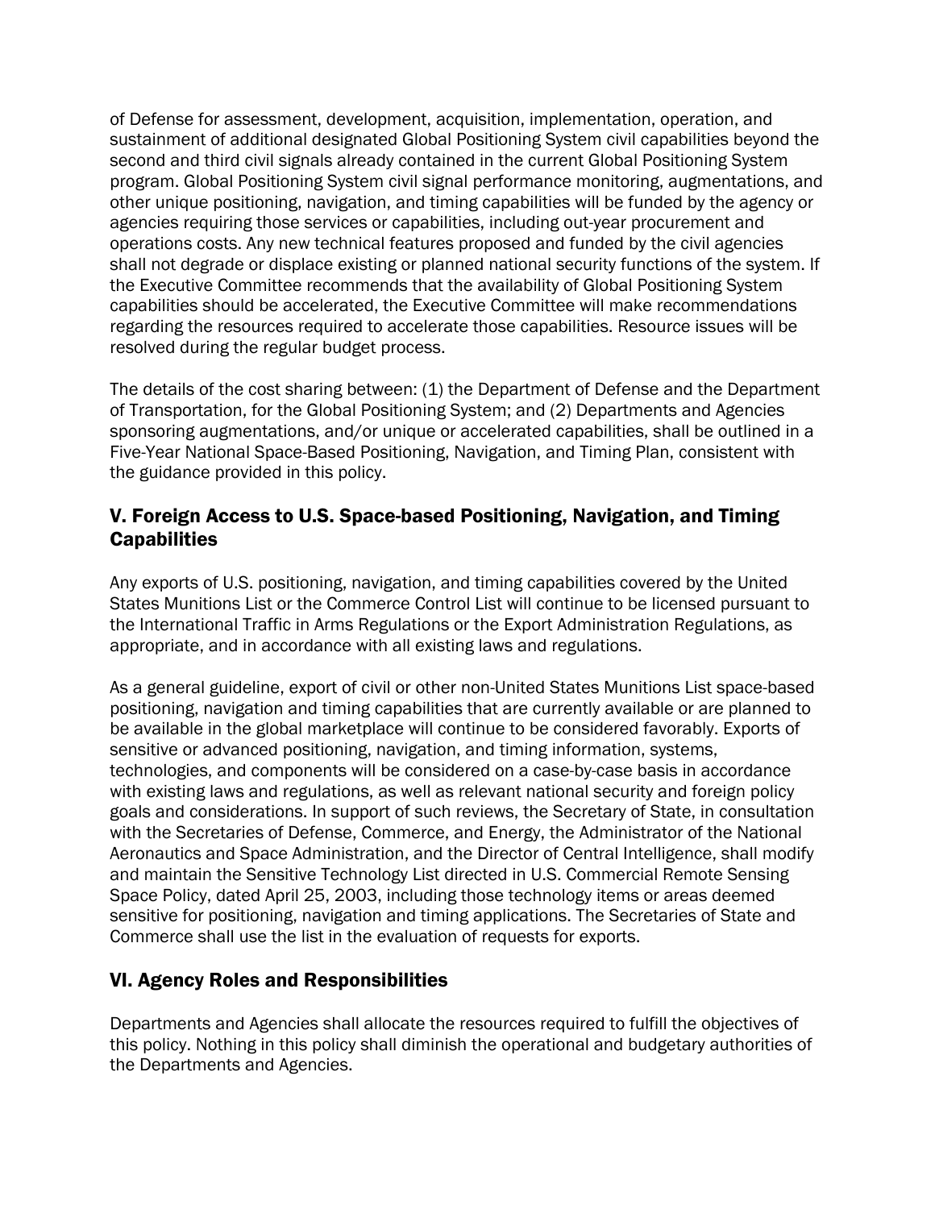of Defense for assessment, development, acquisition, implementation, operation, and sustainment of additional designated Global Positioning System civil capabilities beyond the second and third civil signals already contained in the current Global Positioning System program. Global Positioning System civil signal performance monitoring, augmentations, and other unique positioning, navigation, and timing capabilities will be funded by the agency or agencies requiring those services or capabilities, including out-year procurement and operations costs. Any new technical features proposed and funded by the civil agencies shall not degrade or displace existing or planned national security functions of the system. If the Executive Committee recommends that the availability of Global Positioning System capabilities should be accelerated, the Executive Committee will make recommendations regarding the resources required to accelerate those capabilities. Resource issues will be resolved during the regular budget process.

The details of the cost sharing between: (1) the Department of Defense and the Department of Transportation, for the Global Positioning System; and (2) Departments and Agencies sponsoring augmentations, and/or unique or accelerated capabilities, shall be outlined in a Five-Year National Space-Based Positioning, Navigation, and Timing Plan, consistent with the guidance provided in this policy.

## V. Foreign Access to U.S. Space-based Positioning, Navigation, and Timing Capabilities

Any exports of U.S. positioning, navigation, and timing capabilities covered by the United States Munitions List or the Commerce Control List will continue to be licensed pursuant to the International Traffic in Arms Regulations or the Export Administration Regulations, as appropriate, and in accordance with all existing laws and regulations.

As a general guideline, export of civil or other non-United States Munitions List space-based positioning, navigation and timing capabilities that are currently available or are planned to be available in the global marketplace will continue to be considered favorably. Exports of sensitive or advanced positioning, navigation, and timing information, systems, technologies, and components will be considered on a case-by-case basis in accordance with existing laws and regulations, as well as relevant national security and foreign policy goals and considerations. In support of such reviews, the Secretary of State, in consultation with the Secretaries of Defense, Commerce, and Energy, the Administrator of the National Aeronautics and Space Administration, and the Director of Central Intelligence, shall modify and maintain the Sensitive Technology List directed in U.S. Commercial Remote Sensing Space Policy, dated April 25, 2003, including those technology items or areas deemed sensitive for positioning, navigation and timing applications. The Secretaries of State and Commerce shall use the list in the evaluation of requests for exports.

## VI. Agency Roles and Responsibilities

Departments and Agencies shall allocate the resources required to fulfill the objectives of this policy. Nothing in this policy shall diminish the operational and budgetary authorities of the Departments and Agencies.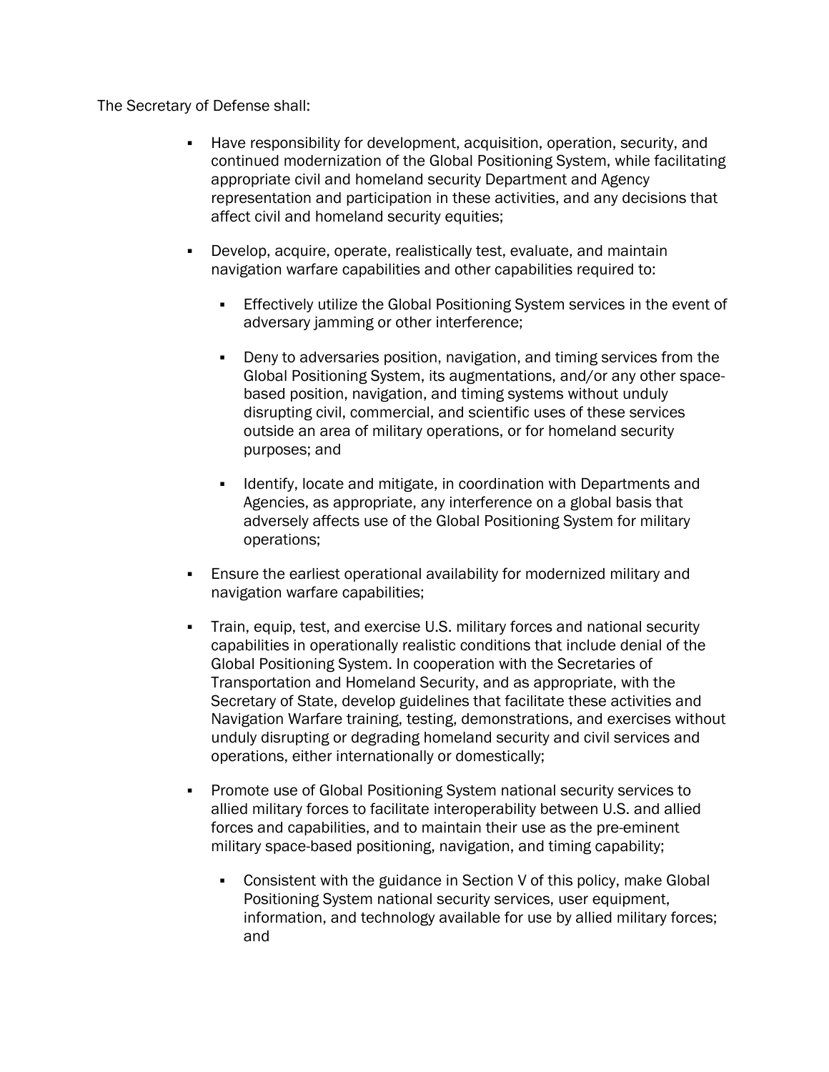The Secretary of Defense shall:

- Have responsibility for development, acquisition, operation, security, and continued modernization of the Global Positioning System, while facilitating appropriate civil and homeland security Department and Agency representation and participation in these activities, and any decisions that affect civil and homeland security equities;
- Develop, acquire, operate, realistically test, evaluate, and maintain navigation warfare capabilities and other capabilities required to:
  - Effectively utilize the Global Positioning System services in the event of adversary jamming or other interference;
  - Deny to adversaries position, navigation, and timing services from the Global Positioning System, its augmentations, and/or any other space-based position, navigation, and timing systems without unduly disrupting civil, commercial, and scientific uses of these services outside an area of military operations, or for homeland security purposes; and
  - Identify, locate and mitigate, in coordination with Departments and Agencies, as appropriate, any interference on a global basis that adversely affects use of the Global Positioning System for military operations;
- Ensure the earliest operational availability for modernized military and navigation warfare capabilities;
- Train, equip, test, and exercise U.S. military forces and national security capabilities in operationally realistic conditions that include denial of the Global Positioning System. In cooperation with the Secretaries of Transportation and Homeland Security, and as appropriate, with the Secretary of State, develop guidelines that facilitate these activities and Navigation Warfare training, testing, demonstrations, and exercises without unduly disrupting or degrading homeland security and civil services and operations, either internationally or domestically;
- Promote use of Global Positioning System national security services to allied military forces to facilitate interoperability between U.S. and allied forces and capabilities, and to maintain their use as the pre-eminent military space-based positioning, navigation, and timing capability;
  - Consistent with the guidance in Section V of this policy, make Global Positioning System national security services, user equipment, information, and technology available for use by allied military forces; and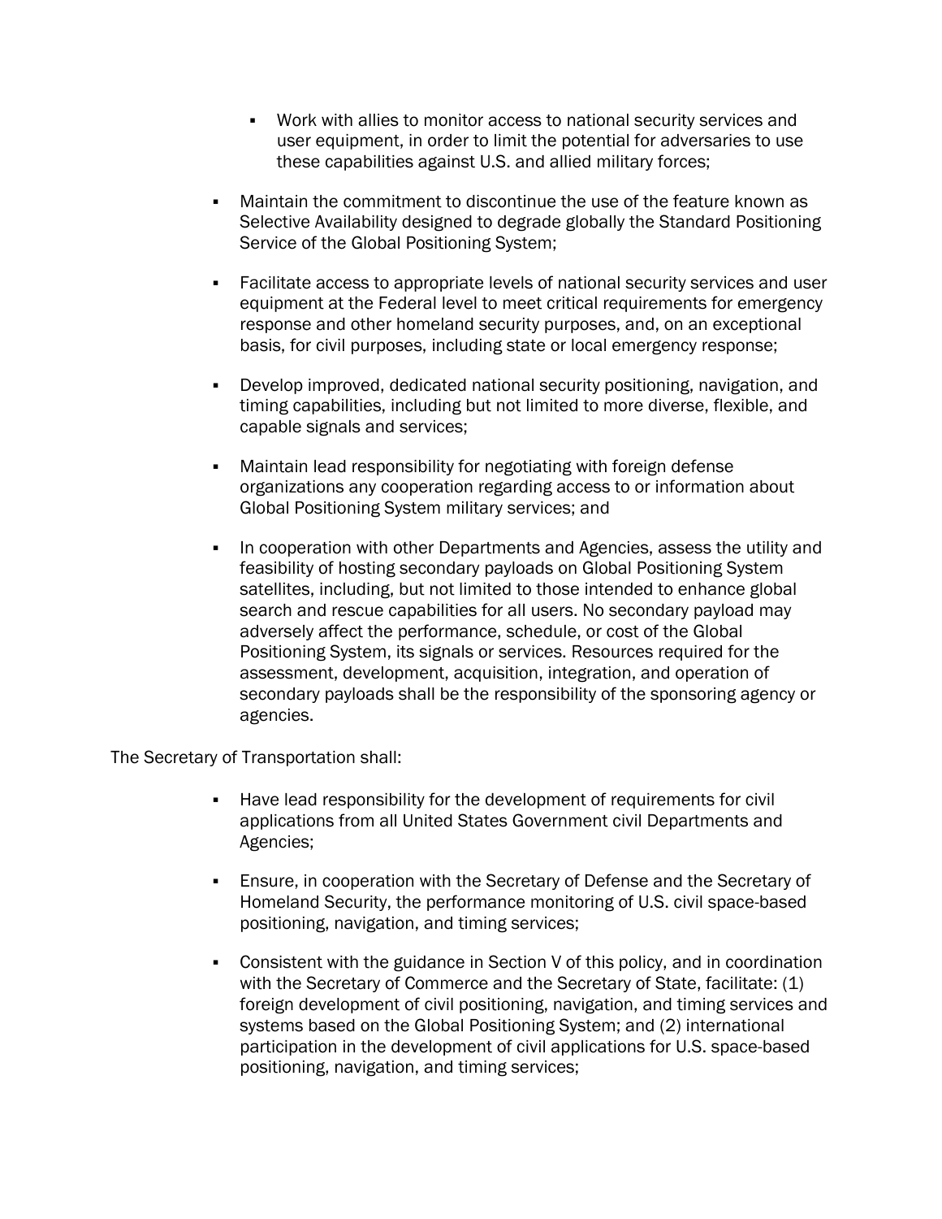- Work with allies to monitor access to national security services and user equipment, in order to limit the potential for adversaries to use these capabilities against U.S. and allied military forces;

- Maintain the commitment to discontinue the use of the feature known as Selective Availability designed to degrade globally the Standard Positioning Service of the Global Positioning System;

- Facilitate access to appropriate levels of national security services and user equipment at the Federal level to meet critical requirements for emergency response and other homeland security purposes, and, on an exceptional basis, for civil purposes, including state or local emergency response;

- Develop improved, dedicated national security positioning, navigation, and timing capabilities, including but not limited to more diverse, flexible, and capable signals and services;

- Maintain lead responsibility for negotiating with foreign defense organizations any cooperation regarding access to or information about Global Positioning System military services; and

- In cooperation with other Departments and Agencies, assess the utility and feasibility of hosting secondary payloads on Global Positioning System satellites, including, but not limited to those intended to enhance global search and rescue capabilities for all users. No secondary payload may adversely affect the performance, schedule, or cost of the Global Positioning System, its signals or services. Resources required for the assessment, development, acquisition, integration, and operation of secondary payloads shall be the responsibility of the sponsoring agency or agencies.

The Secretary of Transportation shall:

- Have lead responsibility for the development of requirements for civil applications from all United States Government civil Departments and Agencies;

- Ensure, in cooperation with the Secretary of Defense and the Secretary of Homeland Security, the performance monitoring of U.S. civil space-based positioning, navigation, and timing services;

- Consistent with the guidance in Section V of this policy, and in coordination with the Secretary of Commerce and the Secretary of State, facilitate: (1) foreign development of civil positioning, navigation, and timing services and systems based on the Global Positioning System; and (2) international participation in the development of civil applications for U.S. space-based positioning, navigation, and timing services;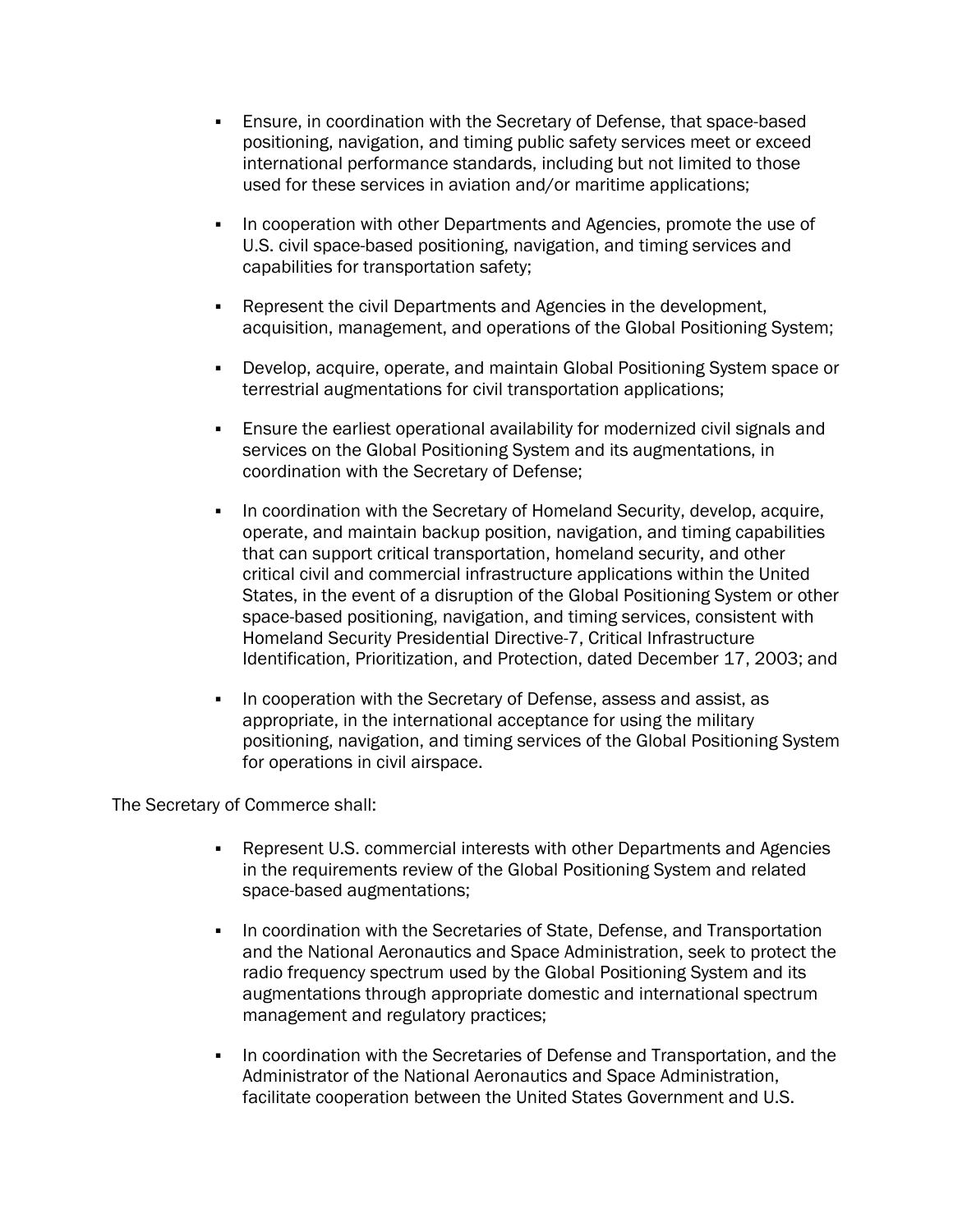- Ensure, in coordination with the Secretary of Defense, that space-based positioning, navigation, and timing public safety services meet or exceed international performance standards, including but not limited to those used for these services in aviation and/or maritime applications;

- In cooperation with other Departments and Agencies, promote the use of U.S. civil space-based positioning, navigation, and timing services and capabilities for transportation safety;

- Represent the civil Departments and Agencies in the development, acquisition, management, and operations of the Global Positioning System;

- Develop, acquire, operate, and maintain Global Positioning System space or terrestrial augmentations for civil transportation applications;

- Ensure the earliest operational availability for modernized civil signals and services on the Global Positioning System and its augmentations, in coordination with the Secretary of Defense;

- In coordination with the Secretary of Homeland Security, develop, acquire, operate, and maintain backup position, navigation, and timing capabilities that can support critical transportation, homeland security, and other critical civil and commercial infrastructure applications within the United States, in the event of a disruption of the Global Positioning System or other space-based positioning, navigation, and timing services, consistent with Homeland Security Presidential Directive-7, Critical Infrastructure Identification, Prioritization, and Protection, dated December 17, 2003; and

- In cooperation with the Secretary of Defense, assess and assist, as appropriate, in the international acceptance for using the military positioning, navigation, and timing services of the Global Positioning System for operations in civil airspace.

The Secretary of Commerce shall:

- Represent U.S. commercial interests with other Departments and Agencies in the requirements review of the Global Positioning System and related space-based augmentations;

- In coordination with the Secretaries of State, Defense, and Transportation and the National Aeronautics and Space Administration, seek to protect the radio frequency spectrum used by the Global Positioning System and its augmentations through appropriate domestic and international spectrum management and regulatory practices;

- In coordination with the Secretaries of Defense and Transportation, and the Administrator of the National Aeronautics and Space Administration, facilitate cooperation between the United States Government and U.S.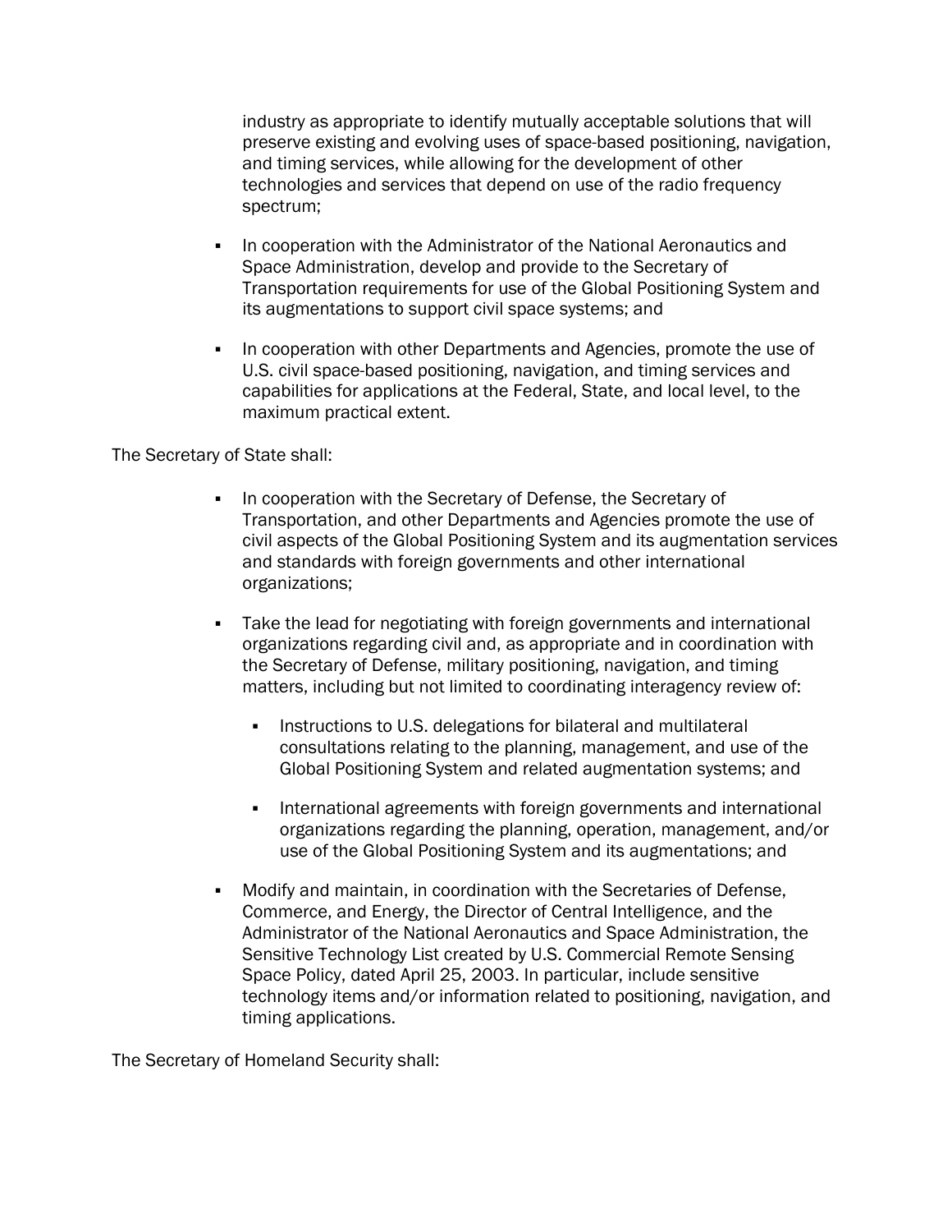industry as appropriate to identify mutually acceptable solutions that will preserve existing and evolving uses of space-based positioning, navigation, and timing services, while allowing for the development of other technologies and services that depend on use of the radio frequency spectrum;

- In cooperation with the Administrator of the National Aeronautics and Space Administration, develop and provide to the Secretary of Transportation requirements for use of the Global Positioning System and its augmentations to support civil space systems; and

- In cooperation with other Departments and Agencies, promote the use of U.S. civil space-based positioning, navigation, and timing services and capabilities for applications at the Federal, State, and local level, to the maximum practical extent.

The Secretary of State shall:

- In cooperation with the Secretary of Defense, the Secretary of Transportation, and other Departments and Agencies promote the use of civil aspects of the Global Positioning System and its augmentation services and standards with foreign governments and other international organizations;

- Take the lead for negotiating with foreign governments and international organizations regarding civil and, as appropriate and in coordination with the Secretary of Defense, military positioning, navigation, and timing matters, including but not limited to coordinating interagency review of:

  - Instructions to U.S. delegations for bilateral and multilateral consultations relating to the planning, management, and use of the Global Positioning System and related augmentation systems; and

  - International agreements with foreign governments and international organizations regarding the planning, operation, management, and/or use of the Global Positioning System and its augmentations; and

- Modify and maintain, in coordination with the Secretaries of Defense, Commerce, and Energy, the Director of Central Intelligence, and the Administrator of the National Aeronautics and Space Administration, the Sensitive Technology List created by U.S. Commercial Remote Sensing Space Policy, dated April 25, 2003. In particular, include sensitive technology items and/or information related to positioning, navigation, and timing applications.

The Secretary of Homeland Security shall: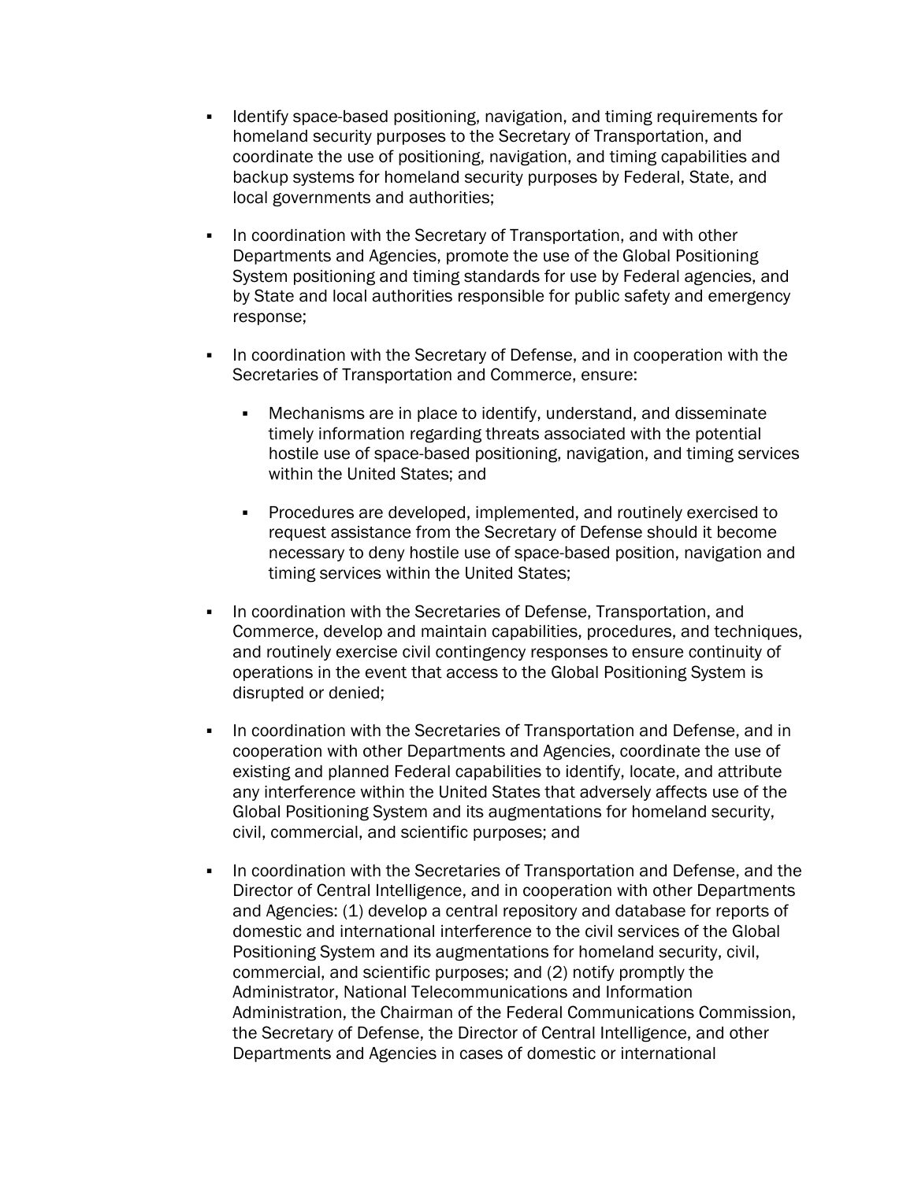- Identify space-based positioning, navigation, and timing requirements for homeland security purposes to the Secretary of Transportation, and coordinate the use of positioning, navigation, and timing capabilities and backup systems for homeland security purposes by Federal, State, and local governments and authorities;

- In coordination with the Secretary of Transportation, and with other Departments and Agencies, promote the use of the Global Positioning System positioning and timing standards for use by Federal agencies, and by State and local authorities responsible for public safety and emergency response;

- In coordination with the Secretary of Defense, and in cooperation with the Secretaries of Transportation and Commerce, ensure:

  - Mechanisms are in place to identify, understand, and disseminate timely information regarding threats associated with the potential hostile use of space-based positioning, navigation, and timing services within the United States; and

  - Procedures are developed, implemented, and routinely exercised to request assistance from the Secretary of Defense should it become necessary to deny hostile use of space-based position, navigation and timing services within the United States;

- In coordination with the Secretaries of Defense, Transportation, and Commerce, develop and maintain capabilities, procedures, and techniques, and routinely exercise civil contingency responses to ensure continuity of operations in the event that access to the Global Positioning System is disrupted or denied;

- In coordination with the Secretaries of Transportation and Defense, and in cooperation with other Departments and Agencies, coordinate the use of existing and planned Federal capabilities to identify, locate, and attribute any interference within the United States that adversely affects use of the Global Positioning System and its augmentations for homeland security, civil, commercial, and scientific purposes; and

- In coordination with the Secretaries of Transportation and Defense, and the Director of Central Intelligence, and in cooperation with other Departments and Agencies: (1) develop a central repository and database for reports of domestic and international interference to the civil services of the Global Positioning System and its augmentations for homeland security, civil, commercial, and scientific purposes; and (2) notify promptly the Administrator, National Telecommunications and Information Administration, the Chairman of the Federal Communications Commission, the Secretary of Defense, the Director of Central Intelligence, and other Departments and Agencies in cases of domestic or international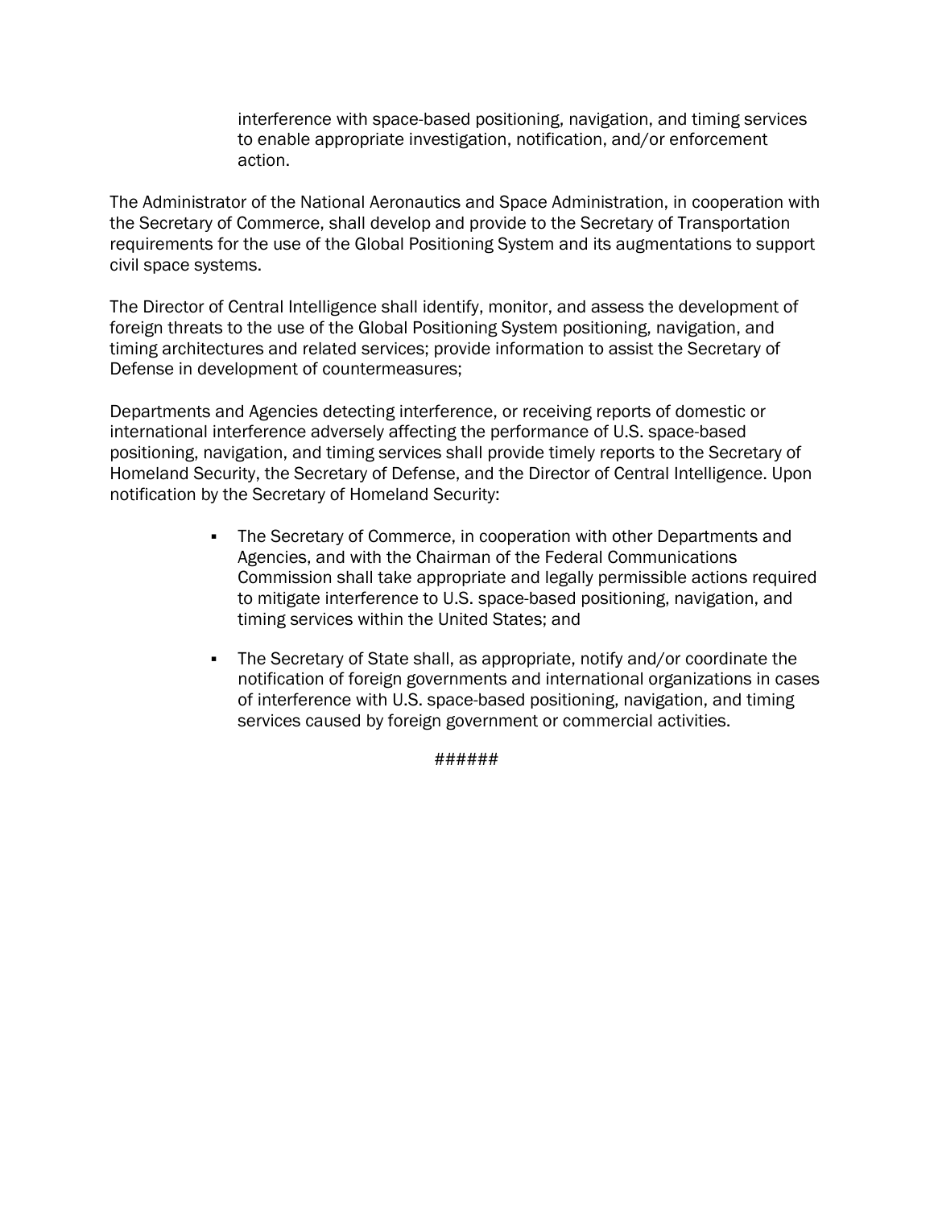interference with space-based positioning, navigation, and timing services to enable appropriate investigation, notification, and/or enforcement action.

The Administrator of the National Aeronautics and Space Administration, in cooperation with the Secretary of Commerce, shall develop and provide to the Secretary of Transportation requirements for the use of the Global Positioning System and its augmentations to support civil space systems.

The Director of Central Intelligence shall identify, monitor, and assess the development of foreign threats to the use of the Global Positioning System positioning, navigation, and timing architectures and related services; provide information to assist the Secretary of Defense in development of countermeasures;

Departments and Agencies detecting interference, or receiving reports of domestic or international interference adversely affecting the performance of U.S. space-based positioning, navigation, and timing services shall provide timely reports to the Secretary of Homeland Security, the Secretary of Defense, and the Director of Central Intelligence. Upon notification by the Secretary of Homeland Security:

- The Secretary of Commerce, in cooperation with other Departments and Agencies, and with the Chairman of the Federal Communications Commission shall take appropriate and legally permissible actions required to mitigate interference to U.S. space-based positioning, navigation, and timing services within the United States; and
- The Secretary of State shall, as appropriate, notify and/or coordinate the notification of foreign governments and international organizations in cases of interference with U.S. space-based positioning, navigation, and timing services caused by foreign government or commercial activities.

######